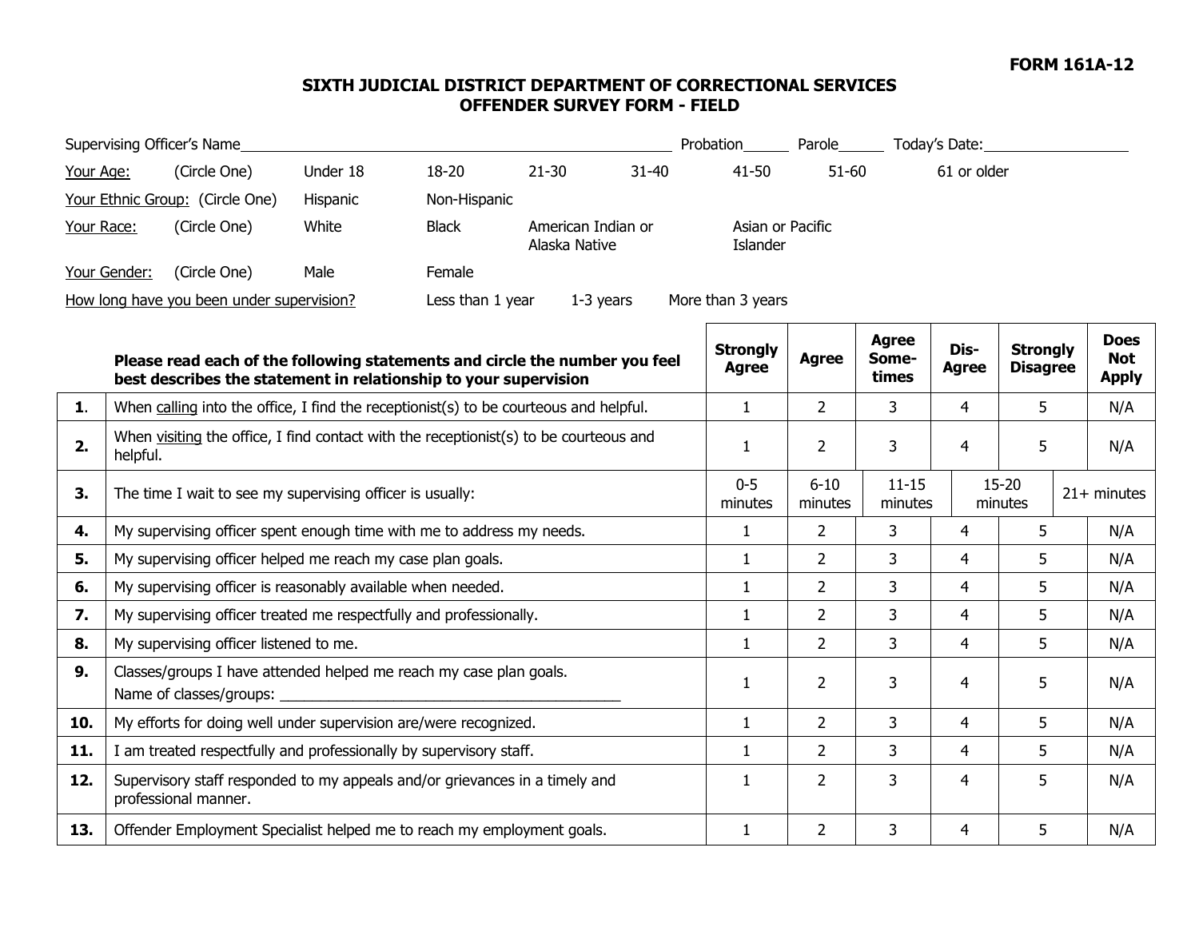**FORM 161A-12**

# SIXTH JUDICIAL DISTRICT DEPARTMENT OF CORRECTIONAL SERVICES
## OFFENDER SURVEY FORM - FIELD

Supervising Officer's Name_______________________________ Probation______ Parole______ Today's Date:__________________

Your Age: (Circle One) Under 18 18-20 21-30 31-40 41-50 51-60 61 or older

Your Ethnic Group: (Circle One) Hispanic Non-Hispanic

Your Race: (Circle One) White Black American Indian or Alaska Native Asian or Pacific Islander

Your Gender: (Circle One) Male Female

How long have you been under supervision? Less than 1 year 1-3 years More than 3 years

| | **Please read each of the following statements and circle the number you feel best describes the statement in relationship to your supervision** | **Strongly Agree** | **Agree** | **Agree Some-times** | **Dis-Agree** | **Strongly Disagree** | **Does Not Apply** |
|---|---|---|---|---|---|---|---|
| **1**. | When calling into the office, I find the receptionist(s) to be courteous and helpful. | 1 | 2 | 3 | 4 | 5 | N/A |
| **2.** | When visiting the office, I find contact with the receptionist(s) to be courteous and helpful. | 1 | 2 | 3 | 4 | 5 | N/A |
| **3.** | The time I wait to see my supervising officer is usually: | 0-5 minutes | 6-10 minutes | 11-15 minutes | 15-20 minutes | 21+ minutes | |
| **4.** | My supervising officer spent enough time with me to address my needs. | 1 | 2 | 3 | 4 | 5 | N/A |
| **5.** | My supervising officer helped me reach my case plan goals. | 1 | 2 | 3 | 4 | 5 | N/A |
| **6.** | My supervising officer is reasonably available when needed. | 1 | 2 | 3 | 4 | 5 | N/A |
| **7.** | My supervising officer treated me respectfully and professionally. | 1 | 2 | 3 | 4 | 5 | N/A |
| **8.** | My supervising officer listened to me. | 1 | 2 | 3 | 4 | 5 | N/A |
| **9.** | Classes/groups I have attended helped me reach my case plan goals. Name of classes/groups: ____________________________________________ | 1 | 2 | 3 | 4 | 5 | N/A |
| **10.** | My efforts for doing well under supervision are/were recognized. | 1 | 2 | 3 | 4 | 5 | N/A |
| **11.** | I am treated respectfully and professionally by supervisory staff. | 1 | 2 | 3 | 4 | 5 | N/A |
| **12.** | Supervisory staff responded to my appeals and/or grievances in a timely and professional manner. | 1 | 2 | 3 | 4 | 5 | N/A |
| **13.** | Offender Employment Specialist helped me to reach my employment goals. | 1 | 2 | 3 | 4 | 5 | N/A |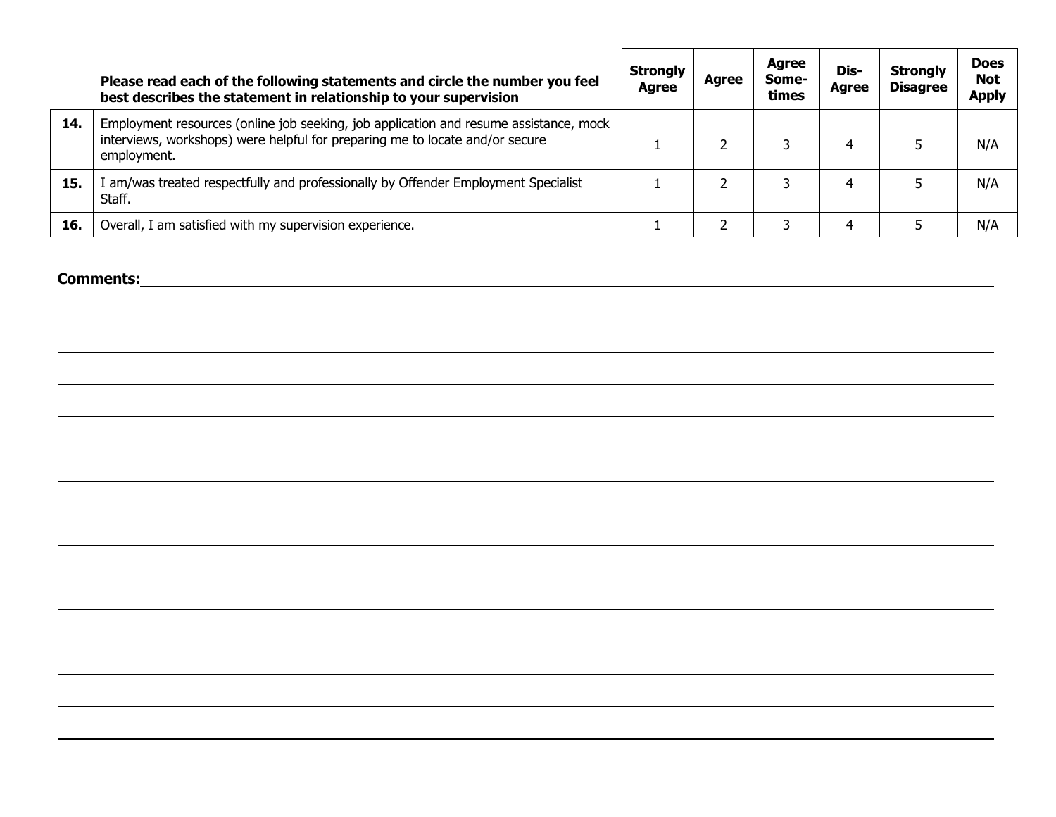| | Please read each of the following statements and circle the number you feel best describes the statement in relationship to your supervision | Strongly Agree | Agree | Agree Some-times | Dis-Agree | Strongly Disagree | Does Not Apply |
|---|---|---|---|---|---|---|---|
| **14.** | Employment resources (online job seeking, job application and resume assistance, mock interviews, workshops) were helpful for preparing me to locate and/or secure employment. | 1 | 2 | 3 | 4 | 5 | N/A |
| **15.** | I am/was treated respectfully and professionally by Offender Employment Specialist Staff. | 1 | 2 | 3 | 4 | 5 | N/A |
| **16.** | Overall, I am satisfied with my supervision experience. | 1 | 2 | 3 | 4 | 5 | N/A |

**Comments:**